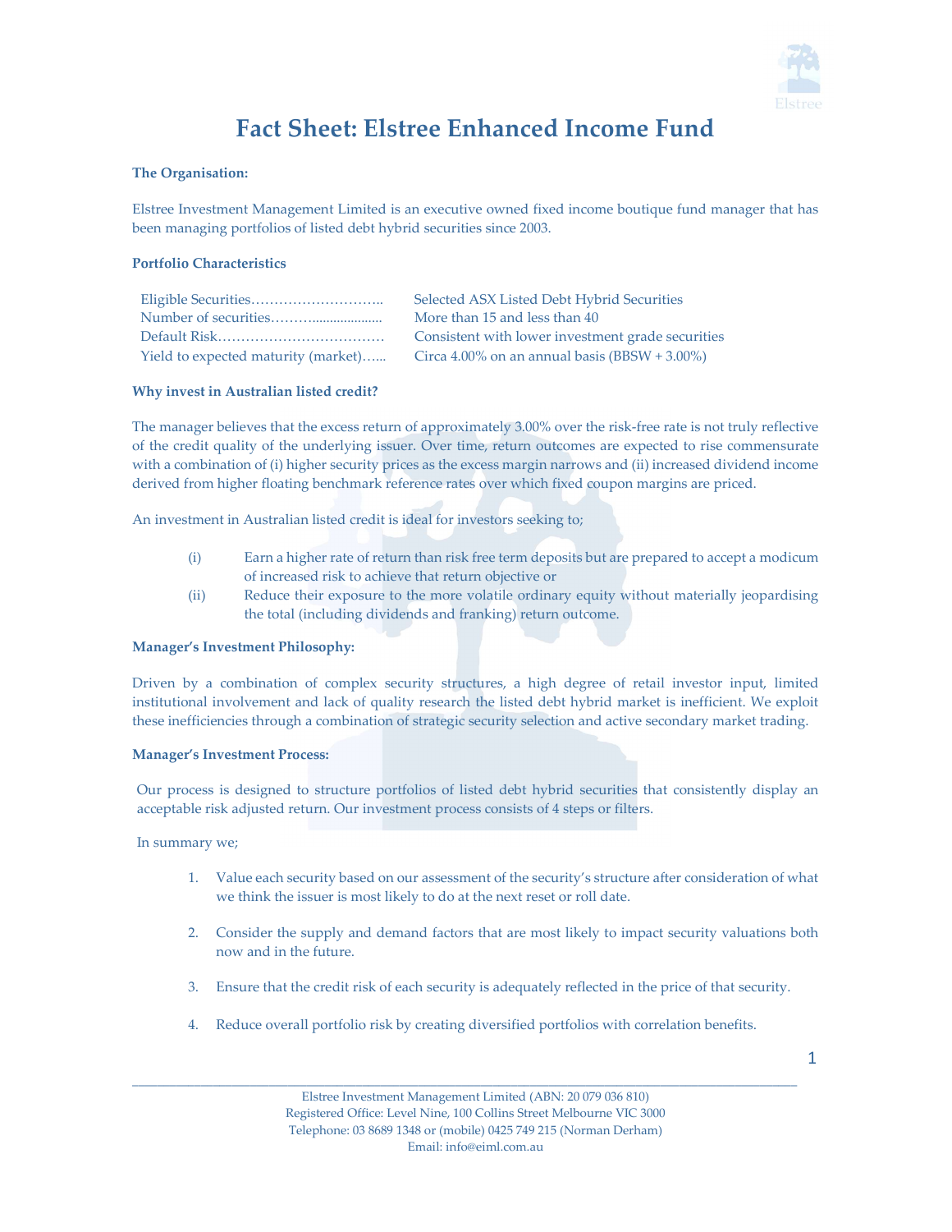# Fact Sheet: Elstree Enhanced Income Fund

**The Organisation:**

Elstree Investment Management Limited is an executive owned fixed income boutique fund manager that has been managing portfolios of listed debt hybrid securities since 2003.

**Portfolio Characteristics**

| | |
|---|---|
| Eligible Securities……………………….. | Selected ASX Listed Debt Hybrid Securities |
| Number of securities………................... | More than 15 and less than 40 |
| Default Risk……………………………… | Consistent with lower investment grade securities |
| Yield to expected maturity (market)…... | Circa 4.00% on an annual basis (BBSW + 3.00%) |

**Why invest in Australian listed credit?**

The manager believes that the excess return of approximately 3.00% over the risk-free rate is not truly reflective of the credit quality of the underlying issuer. Over time, return outcomes are expected to rise commensurate with a combination of (i) higher security prices as the excess margin narrows and (ii) increased dividend income derived from higher floating benchmark reference rates over which fixed coupon margins are priced.

An investment in Australian listed credit is ideal for investors seeking to;

(i) Earn a higher rate of return than risk free term deposits but are prepared to accept a modicum of increased risk to achieve that return objective or

(ii) Reduce their exposure to the more volatile ordinary equity without materially jeopardising the total (including dividends and franking) return outcome.

**Manager's Investment Philosophy:**

Driven by a combination of complex security structures, a high degree of retail investor input, limited institutional involvement and lack of quality research the listed debt hybrid market is inefficient. We exploit these inefficiencies through a combination of strategic security selection and active secondary market trading.

**Manager's Investment Process:**

Our process is designed to structure portfolios of listed debt hybrid securities that consistently display an acceptable risk adjusted return. Our investment process consists of 4 steps or filters.

In summary we;

1. Value each security based on our assessment of the security's structure after consideration of what we think the issuer is most likely to do at the next reset or roll date.

2. Consider the supply and demand factors that are most likely to impact security valuations both now and in the future.

3. Ensure that the credit risk of each security is adequately reflected in the price of that security.

4. Reduce overall portfolio risk by creating diversified portfolios with correlation benefits.

Elstree Investment Management Limited (ABN: 20 079 036 810)
Registered Office: Level Nine, 100 Collins Street Melbourne VIC 3000
Telephone: 03 8689 1348 or (mobile) 0425 749 215 (Norman Derham)
Email: info@eiml.com.au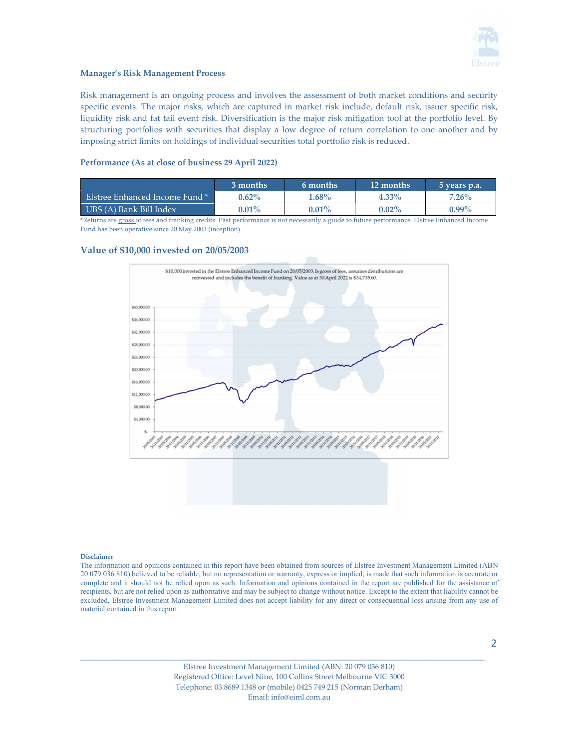**Manager's Risk Management Process**

Risk management is an ongoing process and involves the assessment of both market conditions and security specific events. The major risks, which are captured in market risk include, default risk, issuer specific risk, liquidity risk and fat tail event risk. Diversification is the major risk mitigation tool at the portfolio level. By structuring portfolios with securities that display a low degree of return correlation to one another and by imposing strict limits on holdings of individual securities total portfolio risk is reduced.

**Performance (As at close of business 29 April 2022)**

| | 3 months | 6 months | 12 months | 5 years p.a. |
|---|---|---|---|---|
| Elstree Enhanced Income Fund * | 0.62% | 1.68% | 4.33% | 7.26% |
| UBS (A) Bank Bill Index | 0.01% | 0.01% | 0.02% | 0.99% |

*Returns are gross of fees and franking credits. Past performance is not necessarily a guide to future performance. Elstree Enhanced Income Fund has been operative since 20 May 2003 (inception).

## Value of $10,000 invested on 20/05/2003

$10,000 invested in the Elstree Enhanced Income Fund on 20/05/2003. Is gross of fees, assumes distributions are reinvested and includes the benefit of franking. Value as at 30 April 2022 is $34,735.60.

$40,000.00
$36,000.00
$32,000.00
$28,000.00
$24,000.00
$20,000.00
$16,000.00
$12,000.00
$8,000.00
$4,000.00
$-

20/05/2003 ... 20/11/2021

**Disclaimer**

The information and opinions contained in this report have been obtained from sources of Elstree Investment Management Limited (ABN 20 079 036 810) believed to be reliable, but no representation or warranty, express or implied, is made that such information is accurate or complete and it should not be relied upon as such. Information and opinions contained in the report are published for the assistance of recipients, but are not relied upon as authoritative and may be subject to change without notice. Except to the extent that liability cannot be excluded, Elstree Investment Management Limited does not accept liability for any direct or consequential loss arising from any use of material contained in this report.

Elstree Investment Management Limited (ABN: 20 079 036 810)
Registered Office: Level Nine, 100 Collins Street Melbourne VIC 3000
Telephone: 03 8689 1348 or (mobile) 0425 749 215 (Norman Derham)
Email: info@eiml.com.au